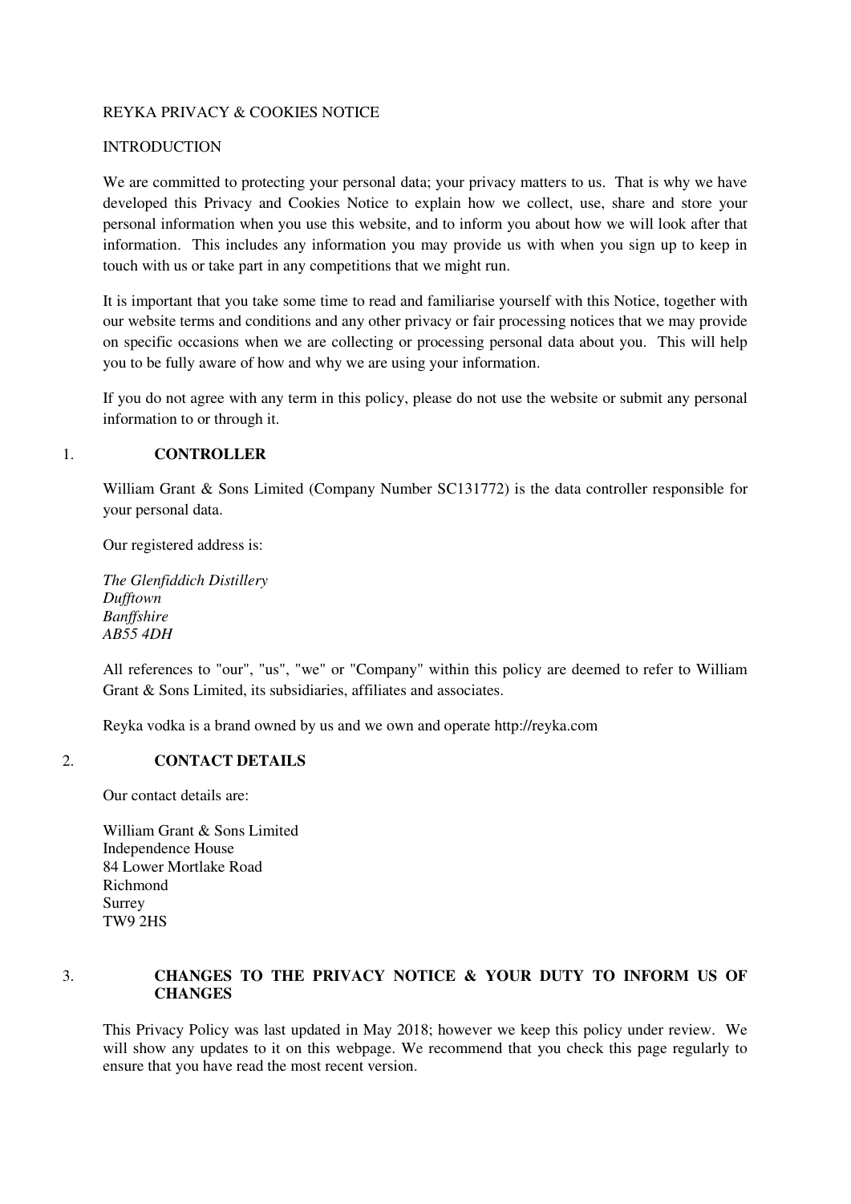REYKA PRIVACY & COOKIES NOTICE

INTRODUCTION

We are committed to protecting your personal data; your privacy matters to us. That is why we have developed this Privacy and Cookies Notice to explain how we collect, use, share and store your personal information when you use this website, and to inform you about how we will look after that information. This includes any information you may provide us with when you sign up to keep in touch with us or take part in any competitions that we might run.

It is important that you take some time to read and familiarise yourself with this Notice, together with our website terms and conditions and any other privacy or fair processing notices that we may provide on specific occasions when we are collecting or processing personal data about you. This will help you to be fully aware of how and why we are using your information.

If you do not agree with any term in this policy, please do not use the website or submit any personal information to or through it.

## 1. CONTROLLER

William Grant & Sons Limited (Company Number SC131772) is the data controller responsible for your personal data.

Our registered address is:

*The Glenfiddich Distillery*
*Dufftown*
*Banffshire*
*AB55 4DH*

All references to "our", "us", "we" or "Company" within this policy are deemed to refer to William Grant & Sons Limited, its subsidiaries, affiliates and associates.

Reyka vodka is a brand owned by us and we own and operate http://reyka.com

## 2. CONTACT DETAILS

Our contact details are:

William Grant & Sons Limited
Independence House
84 Lower Mortlake Road
Richmond
Surrey
TW9 2HS

## 3. CHANGES TO THE PRIVACY NOTICE & YOUR DUTY TO INFORM US OF CHANGES

This Privacy Policy was last updated in May 2018; however we keep this policy under review. We will show any updates to it on this webpage. We recommend that you check this page regularly to ensure that you have read the most recent version.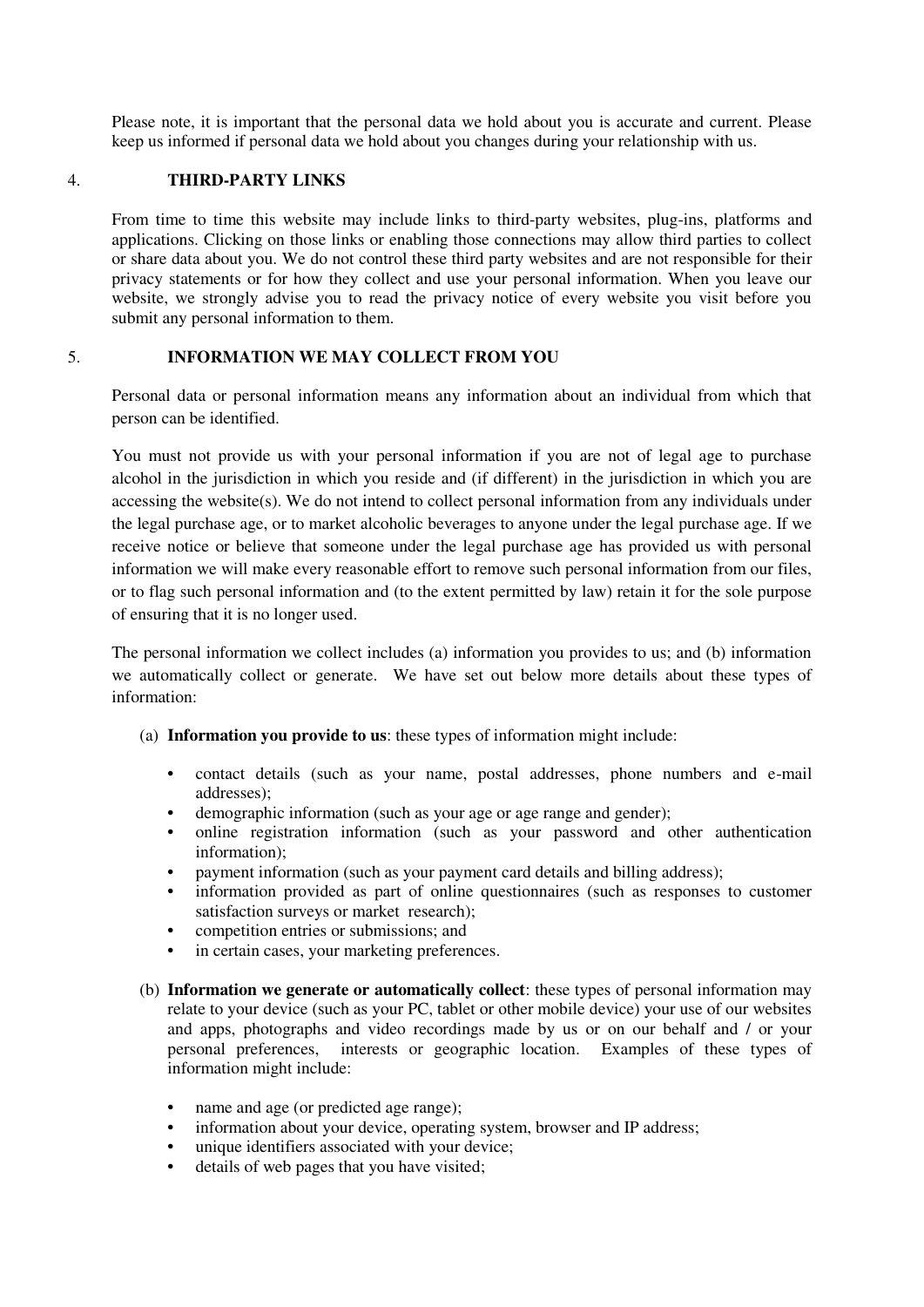Please note, it is important that the personal data we hold about you is accurate and current. Please keep us informed if personal data we hold about you changes during your relationship with us.

## 4. THIRD-PARTY LINKS

From time to time this website may include links to third-party websites, plug-ins, platforms and applications. Clicking on those links or enabling those connections may allow third parties to collect or share data about you. We do not control these third party websites and are not responsible for their privacy statements or for how they collect and use your personal information. When you leave our website, we strongly advise you to read the privacy notice of every website you visit before you submit any personal information to them.

## 5. INFORMATION WE MAY COLLECT FROM YOU

Personal data or personal information means any information about an individual from which that person can be identified.

You must not provide us with your personal information if you are not of legal age to purchase alcohol in the jurisdiction in which you reside and (if different) in the jurisdiction in which you are accessing the website(s). We do not intend to collect personal information from any individuals under the legal purchase age, or to market alcoholic beverages to anyone under the legal purchase age. If we receive notice or believe that someone under the legal purchase age has provided us with personal information we will make every reasonable effort to remove such personal information from our files, or to flag such personal information and (to the extent permitted by law) retain it for the sole purpose of ensuring that it is no longer used.

The personal information we collect includes (a) information you provides to us; and (b) information we automatically collect or generate. We have set out below more details about these types of information:

(a) **Information you provide to us**: these types of information might include:

- contact details (such as your name, postal addresses, phone numbers and e-mail addresses);
- demographic information (such as your age or age range and gender);
- online registration information (such as your password and other authentication information);
- payment information (such as your payment card details and billing address);
- information provided as part of online questionnaires (such as responses to customer satisfaction surveys or market research);
- competition entries or submissions; and
- in certain cases, your marketing preferences.

(b) **Information we generate or automatically collect**: these types of personal information may relate to your device (such as your PC, tablet or other mobile device) your use of our websites and apps, photographs and video recordings made by us or on our behalf and / or your personal preferences, interests or geographic location. Examples of these types of information might include:

- name and age (or predicted age range);
- information about your device, operating system, browser and IP address;
- unique identifiers associated with your device;
- details of web pages that you have visited;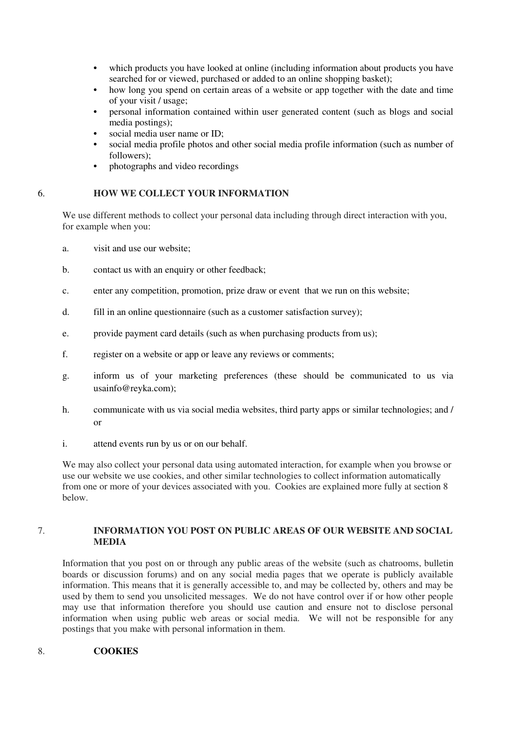- which products you have looked at online (including information about products you have searched for or viewed, purchased or added to an online shopping basket);
- how long you spend on certain areas of a website or app together with the date and time of your visit / usage;
- personal information contained within user generated content (such as blogs and social media postings);
- social media user name or ID;
- social media profile photos and other social media profile information (such as number of followers);
- photographs and video recordings

## 6. HOW WE COLLECT YOUR INFORMATION

We use different methods to collect your personal data including through direct interaction with you, for example when you:

a. visit and use our website;

b. contact us with an enquiry or other feedback;

c. enter any competition, promotion, prize draw or event that we run on this website;

d. fill in an online questionnaire (such as a customer satisfaction survey);

e. provide payment card details (such as when purchasing products from us);

f. register on a website or app or leave any reviews or comments;

g. inform us of your marketing preferences (these should be communicated to us via usainfo@reyka.com);

h. communicate with us via social media websites, third party apps or similar technologies; and / or

i. attend events run by us or on our behalf.

We may also collect your personal data using automated interaction, for example when you browse or use our website we use cookies, and other similar technologies to collect information automatically from one or more of your devices associated with you. Cookies are explained more fully at section 8 below.

## 7. INFORMATION YOU POST ON PUBLIC AREAS OF OUR WEBSITE AND SOCIAL MEDIA

Information that you post on or through any public areas of the website (such as chatrooms, bulletin boards or discussion forums) and on any social media pages that we operate is publicly available information. This means that it is generally accessible to, and may be collected by, others and may be used by them to send you unsolicited messages. We do not have control over if or how other people may use that information therefore you should use caution and ensure not to disclose personal information when using public web areas or social media. We will not be responsible for any postings that you make with personal information in them.

## 8. COOKIES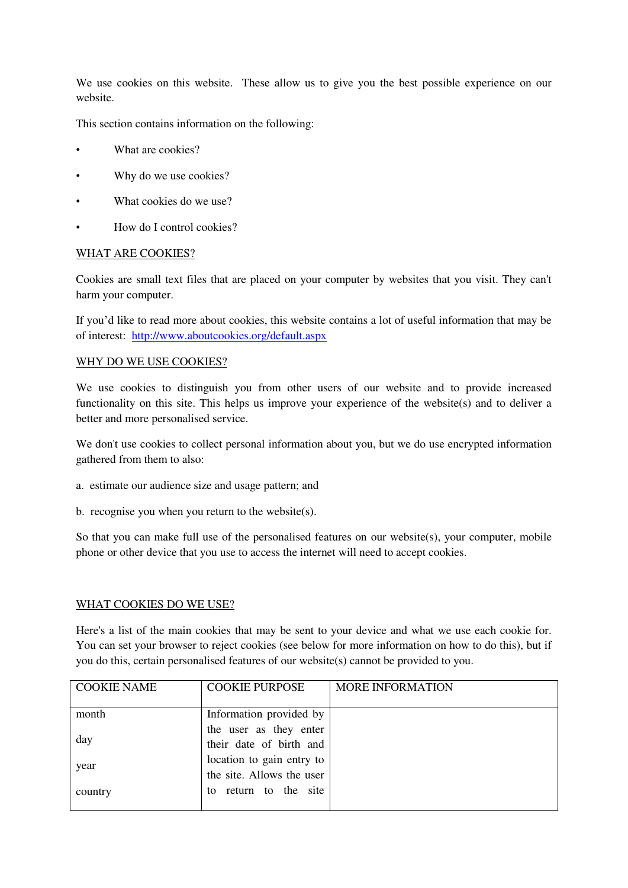We use cookies on this website. These allow us to give you the best possible experience on our website.

This section contains information on the following:

- What are cookies?
- Why do we use cookies?
- What cookies do we use?
- How do I control cookies?

WHAT ARE COOKIES?

Cookies are small text files that are placed on your computer by websites that you visit. They can't harm your computer.

If you'd like to read more about cookies, this website contains a lot of useful information that may be of interest: [http://www.aboutcookies.org/default.aspx](http://www.aboutcookies.org/default.aspx)

WHY DO WE USE COOKIES?

We use cookies to distinguish you from other users of our website and to provide increased functionality on this site. This helps us improve your experience of the website(s) and to deliver a better and more personalised service.

We don't use cookies to collect personal information about you, but we do use encrypted information gathered from them to also:

a. estimate our audience size and usage pattern; and

b. recognise you when you return to the website(s).

So that you can make full use of the personalised features on our website(s), your computer, mobile phone or other device that you use to access the internet will need to accept cookies.

WHAT COOKIES DO WE USE?

Here's a list of the main cookies that may be sent to your device and what we use each cookie for. You can set your browser to reject cookies (see below for more information on how to do this), but if you do this, certain personalised features of our website(s) cannot be provided to you.

| COOKIE NAME | COOKIE PURPOSE | MORE INFORMATION |
|---|---|---|
| month<br>day<br>year<br>country | Information provided by the user as they enter their date of birth and location to gain entry to the site. Allows the user to return to the site | |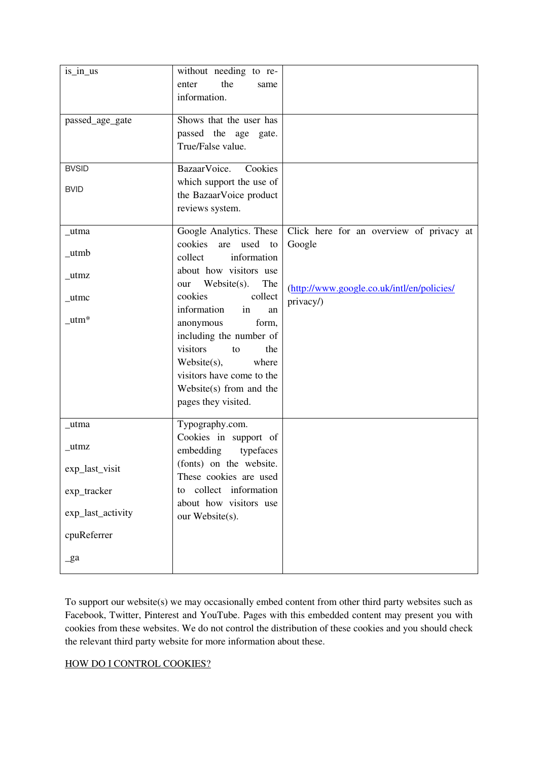| | | |
|---|---|---|
| is_in_us | without needing to re-enter the same information. | |
| passed_age_gate | Shows that the user has passed the age gate. True/False value. | |
| BVSID<br>BVID | BazaarVoice. Cookies which support the use of the BazaarVoice product reviews system. | |
| _utma<br>_utmb<br>_utmz<br>_utmc<br>_utm* | Google Analytics. These cookies are used to collect information about how visitors use our Website(s). The cookies collect information in an anonymous form, including the number of visitors to the Website(s), where visitors have come to the Website(s) from and the pages they visited. | Click here for an overview of privacy at Google<br><br>(http://www.google.co.uk/intl/en/policies/privacy/) |
| _utma<br>_utmz<br>exp_last_visit<br>exp_tracker<br>exp_last_activity<br>cpuReferrer<br>_ga | Typography.com. Cookies in support of embedding typefaces (fonts) on the website. These cookies are used to collect information about how visitors use our Website(s). | |

To support our website(s) we may occasionally embed content from other third party websites such as Facebook, Twitter, Pinterest and YouTube. Pages with this embedded content may present you with cookies from these websites. We do not control the distribution of these cookies and you should check the relevant third party website for more information about these.

HOW DO I CONTROL COOKIES?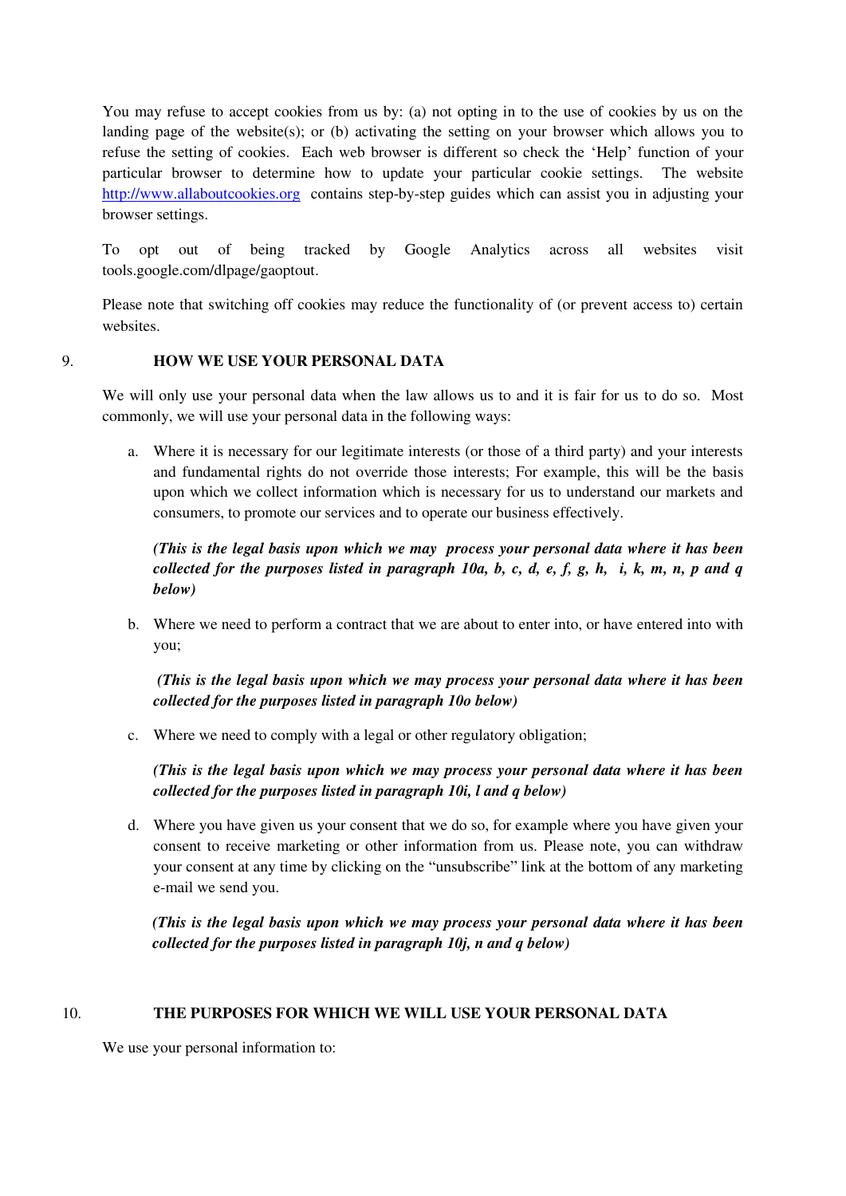You may refuse to accept cookies from us by: (a) not opting in to the use of cookies by us on the landing page of the website(s); or (b) activating the setting on your browser which allows you to refuse the setting of cookies. Each web browser is different so check the 'Help' function of your particular browser to determine how to update your particular cookie settings. The website http://www.allaboutcookies.org contains step-by-step guides which can assist you in adjusting your browser settings.

To opt out of being tracked by Google Analytics across all websites visit tools.google.com/dlpage/gaoptout.

Please note that switching off cookies may reduce the functionality of (or prevent access to) certain websites.

## 9. HOW WE USE YOUR PERSONAL DATA

We will only use your personal data when the law allows us to and it is fair for us to do so. Most commonly, we will use your personal data in the following ways:

a. Where it is necessary for our legitimate interests (or those of a third party) and your interests and fundamental rights do not override those interests; For example, this will be the basis upon which we collect information which is necessary for us to understand our markets and consumers, to promote our services and to operate our business effectively.

   ***(This is the legal basis upon which we may process your personal data where it has been collected for the purposes listed in paragraph 10a, b, c, d, e, f, g, h, i, k, m, n, p and q below)***

b. Where we need to perform a contract that we are about to enter into, or have entered into with you;

   ***(This is the legal basis upon which we may process your personal data where it has been collected for the purposes listed in paragraph 10o below)***

c. Where we need to comply with a legal or other regulatory obligation;

   ***(This is the legal basis upon which we may process your personal data where it has been collected for the purposes listed in paragraph 10i, l and q below)***

d. Where you have given us your consent that we do so, for example where you have given your consent to receive marketing or other information from us. Please note, you can withdraw your consent at any time by clicking on the "unsubscribe" link at the bottom of any marketing e-mail we send you.

   ***(This is the legal basis upon which we may process your personal data where it has been collected for the purposes listed in paragraph 10j, n and q below)***

## 10. THE PURPOSES FOR WHICH WE WILL USE YOUR PERSONAL DATA

We use your personal information to: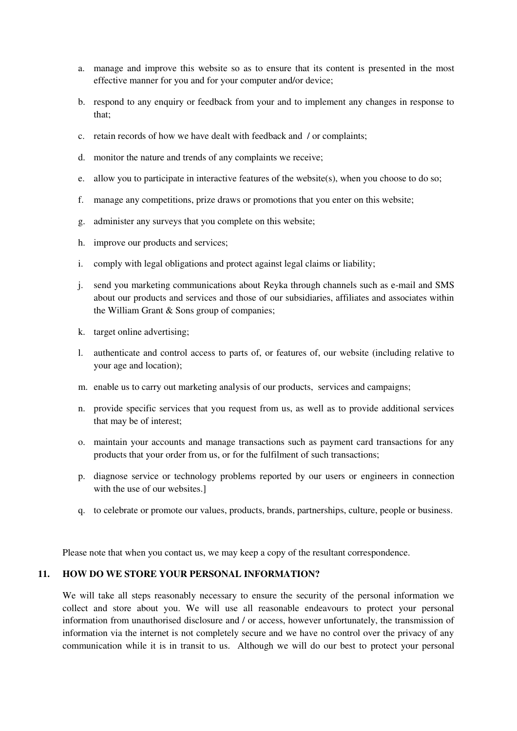a. manage and improve this website so as to ensure that its content is presented in the most effective manner for you and for your computer and/or device;

b. respond to any enquiry or feedback from your and to implement any changes in response to that;

c. retain records of how we have dealt with feedback and / or complaints;

d. monitor the nature and trends of any complaints we receive;

e. allow you to participate in interactive features of the website(s), when you choose to do so;

f. manage any competitions, prize draws or promotions that you enter on this website;

g. administer any surveys that you complete on this website;

h. improve our products and services;

i. comply with legal obligations and protect against legal claims or liability;

j. send you marketing communications about Reyka through channels such as e-mail and SMS about our products and services and those of our subsidiaries, affiliates and associates within the William Grant & Sons group of companies;

k. target online advertising;

l. authenticate and control access to parts of, or features of, our website (including relative to your age and location);

m. enable us to carry out marketing analysis of our products, services and campaigns;

n. provide specific services that you request from us, as well as to provide additional services that may be of interest;

o. maintain your accounts and manage transactions such as payment card transactions for any products that your order from us, or for the fulfilment of such transactions;

p. diagnose service or technology problems reported by our users or engineers in connection with the use of our websites.]

q. to celebrate or promote our values, products, brands, partnerships, culture, people or business.

Please note that when you contact us, we may keep a copy of the resultant correspondence.

## 11. HOW DO WE STORE YOUR PERSONAL INFORMATION?

We will take all steps reasonably necessary to ensure the security of the personal information we collect and store about you. We will use all reasonable endeavours to protect your personal information from unauthorised disclosure and / or access, however unfortunately, the transmission of information via the internet is not completely secure and we have no control over the privacy of any communication while it is in transit to us. Although we will do our best to protect your personal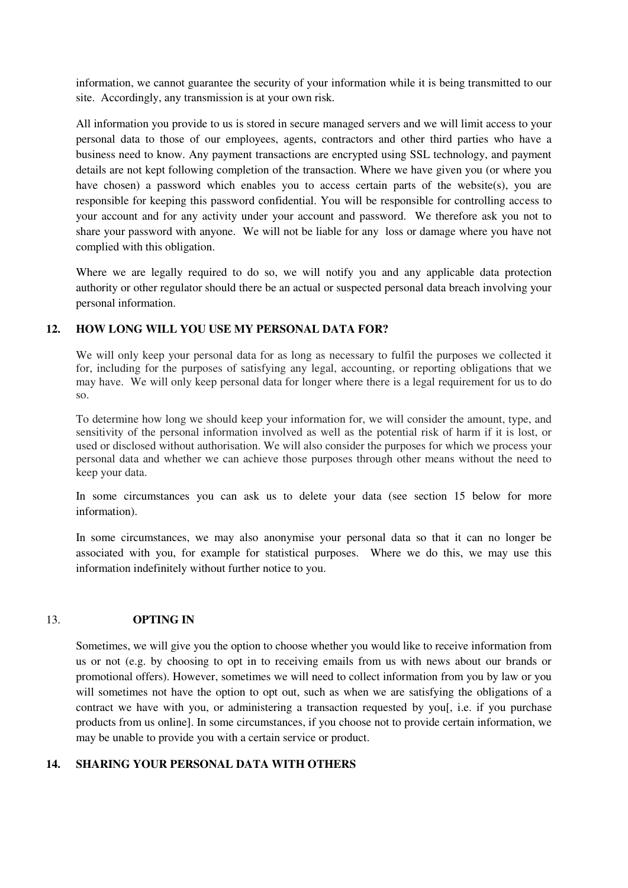information, we cannot guarantee the security of your information while it is being transmitted to our site. Accordingly, any transmission is at your own risk.

All information you provide to us is stored in secure managed servers and we will limit access to your personal data to those of our employees, agents, contractors and other third parties who have a business need to know. Any payment transactions are encrypted using SSL technology, and payment details are not kept following completion of the transaction. Where we have given you (or where you have chosen) a password which enables you to access certain parts of the website(s), you are responsible for keeping this password confidential. You will be responsible for controlling access to your account and for any activity under your account and password. We therefore ask you not to share your password with anyone. We will not be liable for any loss or damage where you have not complied with this obligation.

Where we are legally required to do so, we will notify you and any applicable data protection authority or other regulator should there be an actual or suspected personal data breach involving your personal information.

## 12. HOW LONG WILL YOU USE MY PERSONAL DATA FOR?

We will only keep your personal data for as long as necessary to fulfil the purposes we collected it for, including for the purposes of satisfying any legal, accounting, or reporting obligations that we may have. We will only keep personal data for longer where there is a legal requirement for us to do so.

To determine how long we should keep your information for, we will consider the amount, type, and sensitivity of the personal information involved as well as the potential risk of harm if it is lost, or used or disclosed without authorisation. We will also consider the purposes for which we process your personal data and whether we can achieve those purposes through other means without the need to keep your data.

In some circumstances you can ask us to delete your data (see section 15 below for more information).

In some circumstances, we may also anonymise your personal data so that it can no longer be associated with you, for example for statistical purposes. Where we do this, we may use this information indefinitely without further notice to you.

## 13. OPTING IN

Sometimes, we will give you the option to choose whether you would like to receive information from us or not (e.g. by choosing to opt in to receiving emails from us with news about our brands or promotional offers). However, sometimes we will need to collect information from you by law or you will sometimes not have the option to opt out, such as when we are satisfying the obligations of a contract we have with you, or administering a transaction requested by you[, i.e. if you purchase products from us online]. In some circumstances, if you choose not to provide certain information, we may be unable to provide you with a certain service or product.

## 14. SHARING YOUR PERSONAL DATA WITH OTHERS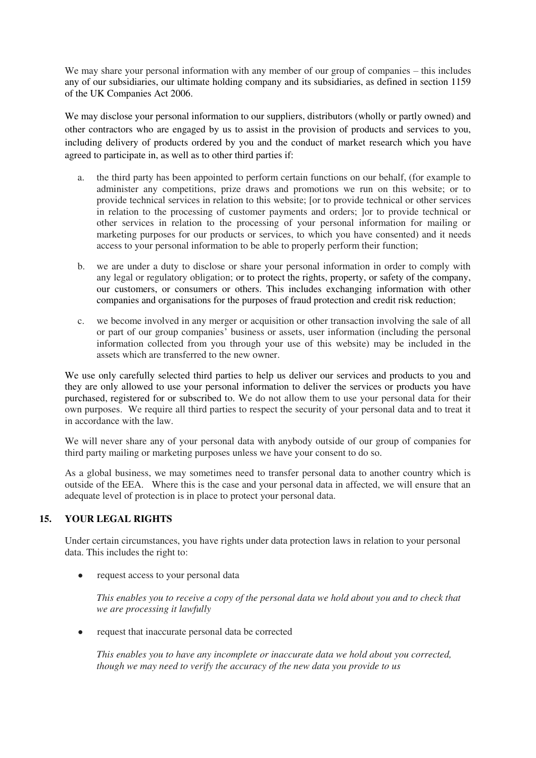We may share your personal information with any member of our group of companies – this includes any of our subsidiaries, our ultimate holding company and its subsidiaries, as defined in section 1159 of the UK Companies Act 2006.

We may disclose your personal information to our suppliers, distributors (wholly or partly owned) and other contractors who are engaged by us to assist in the provision of products and services to you, including delivery of products ordered by you and the conduct of market research which you have agreed to participate in, as well as to other third parties if:

a. the third party has been appointed to perform certain functions on our behalf, (for example to administer any competitions, prize draws and promotions we run on this website; or to provide technical services in relation to this website; [or to provide technical or other services in relation to the processing of customer payments and orders; ]or to provide technical or other services in relation to the processing of your personal information for mailing or marketing purposes for our products or services, to which you have consented) and it needs access to your personal information to be able to properly perform their function;

b. we are under a duty to disclose or share your personal information in order to comply with any legal or regulatory obligation; or to protect the rights, property, or safety of the company, our customers, or consumers or others. This includes exchanging information with other companies and organisations for the purposes of fraud protection and credit risk reduction;

c. we become involved in any merger or acquisition or other transaction involving the sale of all or part of our group companies' business or assets, user information (including the personal information collected from you through your use of this website) may be included in the assets which are transferred to the new owner.

We use only carefully selected third parties to help us deliver our services and products to you and they are only allowed to use your personal information to deliver the services or products you have purchased, registered for or subscribed to. We do not allow them to use your personal data for their own purposes. We require all third parties to respect the security of your personal data and to treat it in accordance with the law.

We will never share any of your personal data with anybody outside of our group of companies for third party mailing or marketing purposes unless we have your consent to do so.

As a global business, we may sometimes need to transfer personal data to another country which is outside of the EEA. Where this is the case and your personal data in affected, we will ensure that an adequate level of protection is in place to protect your personal data.

## 15. YOUR LEGAL RIGHTS

Under certain circumstances, you have rights under data protection laws in relation to your personal data. This includes the right to:

- request access to your personal data

  *This enables you to receive a copy of the personal data we hold about you and to check that we are processing it lawfully*

- request that inaccurate personal data be corrected

  *This enables you to have any incomplete or inaccurate data we hold about you corrected, though we may need to verify the accuracy of the new data you provide to us*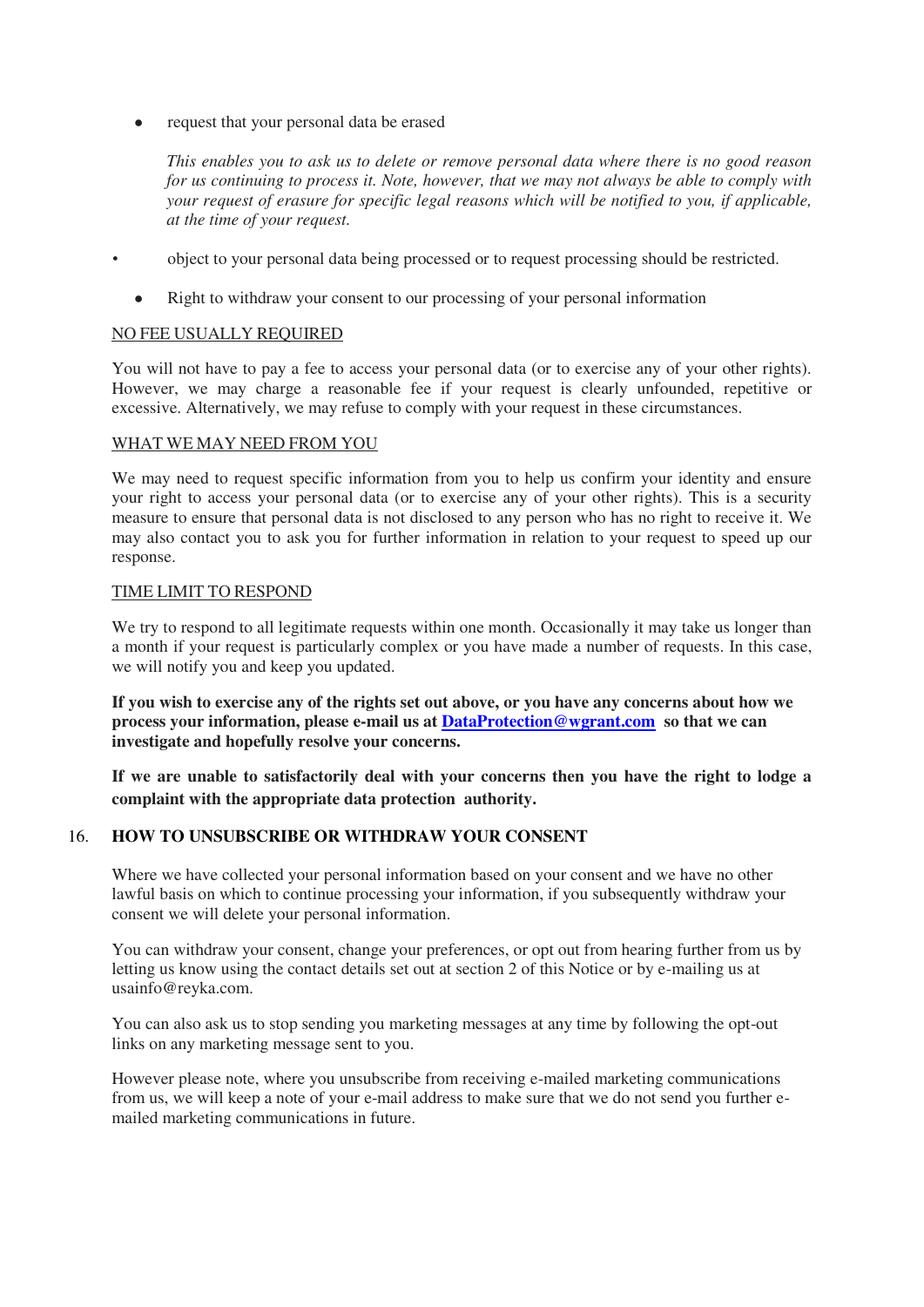- request that your personal data be erased

  *This enables you to ask us to delete or remove personal data where there is no good reason for us continuing to process it. Note, however, that we may not always be able to comply with your request of erasure for specific legal reasons which will be notified to you, if applicable, at the time of your request.*

- object to your personal data being processed or to request processing should be restricted.

- Right to withdraw your consent to our processing of your personal information

<u>NO FEE USUALLY REQUIRED</u>

You will not have to pay a fee to access your personal data (or to exercise any of your other rights). However, we may charge a reasonable fee if your request is clearly unfounded, repetitive or excessive. Alternatively, we may refuse to comply with your request in these circumstances.

<u>WHAT WE MAY NEED FROM YOU</u>

We may need to request specific information from you to help us confirm your identity and ensure your right to access your personal data (or to exercise any of your other rights). This is a security measure to ensure that personal data is not disclosed to any person who has no right to receive it. We may also contact you to ask you for further information in relation to your request to speed up our response.

<u>TIME LIMIT TO RESPOND</u>

We try to respond to all legitimate requests within one month. Occasionally it may take us longer than a month if your request is particularly complex or you have made a number of requests. In this case, we will notify you and keep you updated.

**If you wish to exercise any of the rights set out above, or you have any concerns about how we process your information, please e-mail us at DataProtection@wgrant.com so that we can investigate and hopefully resolve your concerns.**

**If we are unable to satisfactorily deal with your concerns then you have the right to lodge a complaint with the appropriate data protection authority.**

## 16. HOW TO UNSUBSCRIBE OR WITHDRAW YOUR CONSENT

Where we have collected your personal information based on your consent and we have no other lawful basis on which to continue processing your information, if you subsequently withdraw your consent we will delete your personal information.

You can withdraw your consent, change your preferences, or opt out from hearing further from us by letting us know using the contact details set out at section 2 of this Notice or by e-mailing us at usainfo@reyka.com.

You can also ask us to stop sending you marketing messages at any time by following the opt-out links on any marketing message sent to you.

However please note, where you unsubscribe from receiving e-mailed marketing communications from us, we will keep a note of your e-mail address to make sure that we do not send you further e-mailed marketing communications in future.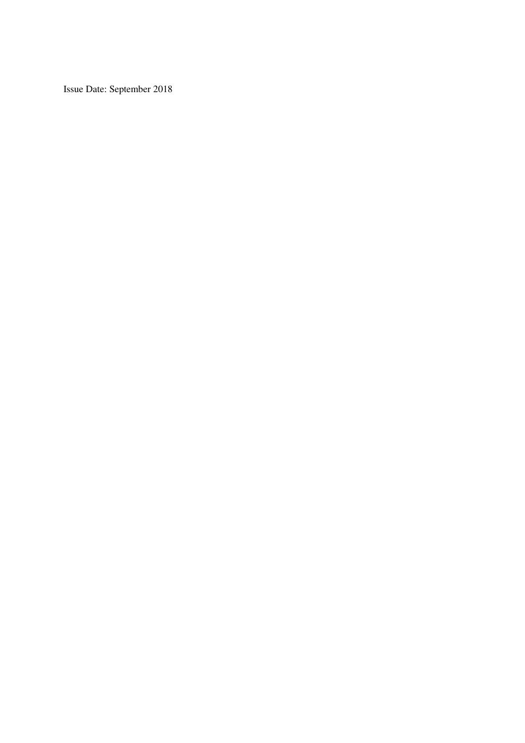Issue Date: September 2018